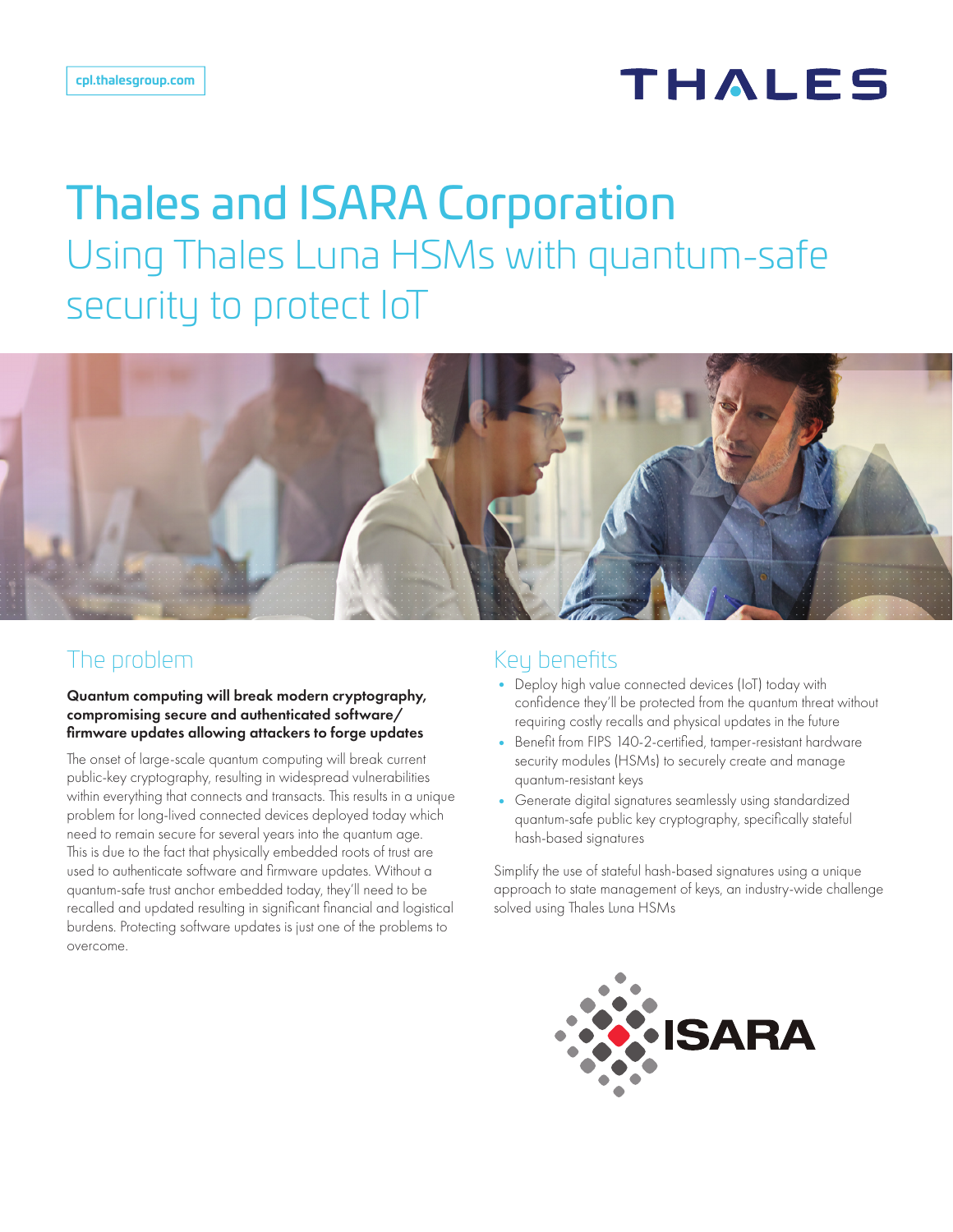cpl.thalesgroup.com

# Thales and ISARA Corporation

## Using Thales Luna HSMs with quantum-safe security to protect IoT

## The problem

**Quantum computing will break modern cryptography, compromising secure and authenticated software/firmware updates allowing attackers to forge updates**

The onset of large-scale quantum computing will break current public-key cryptography, resulting in widespread vulnerabilities within everything that connects and transacts. This results in a unique problem for long-lived connected devices deployed today which need to remain secure for several years into the quantum age. This is due to the fact that physically embedded roots of trust are used to authenticate software and firmware updates. Without a quantum-safe trust anchor embedded today, they'll need to be recalled and updated resulting in significant financial and logistical burdens. Protecting software updates is just one of the problems to overcome.

## Key benefits

- Deploy high value connected devices (IoT) today with confidence they'll be protected from the quantum threat without requiring costly recalls and physical updates in the future
- Benefit from FIPS 140-2-certified, tamper-resistant hardware security modules (HSMs) to securely create and manage quantum-resistant keys
- Generate digital signatures seamlessly using standardized quantum-safe public key cryptography, specifically stateful hash-based signatures

Simplify the use of stateful hash-based signatures using a unique approach to state management of keys, an industry-wide challenge solved using Thales Luna HSMs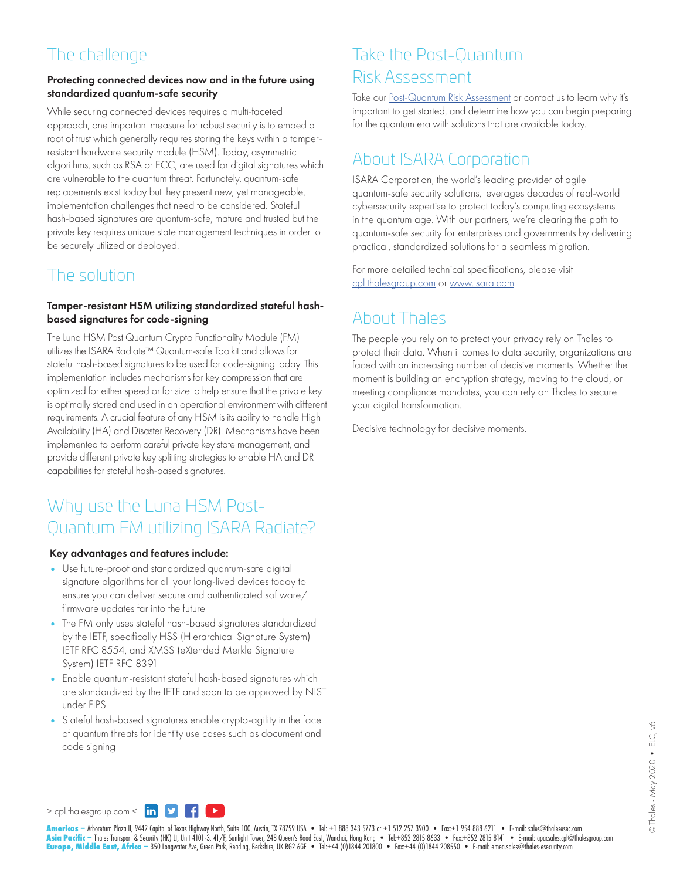## The challenge

**Protecting connected devices now and in the future using standardized quantum-safe security**

While securing connected devices requires a multi-faceted approach, one important measure for robust security is to embed a root of trust which generally requires storing the keys within a tamper-resistant hardware security module (HSM). Today, asymmetric algorithms, such as RSA or ECC, are used for digital signatures which are vulnerable to the quantum threat. Fortunately, quantum-safe replacements exist today but they present new, yet manageable, implementation challenges that need to be considered. Stateful hash-based signatures are quantum-safe, mature and trusted but the private key requires unique state management techniques in order to be securely utilized or deployed.

## The solution

**Tamper-resistant HSM utilizing standardized stateful hash-based signatures for code-signing**

The Luna HSM Post Quantum Crypto Functionality Module (FM) utilizes the ISARA Radiate™ Quantum-safe Toolkit and allows for stateful hash-based signatures to be used for code-signing today. This implementation includes mechanisms for key compression that are optimized for either speed or for size to help ensure that the private key is optimally stored and used in an operational environment with different requirements. A crucial feature of any HSM is its ability to handle High Availability (HA) and Disaster Recovery (DR). Mechanisms have been implemented to perform careful private key state management, and provide different private key splitting strategies to enable HA and DR capabilities for stateful hash-based signatures.

## Why use the Luna HSM Post-Quantum FM utilizing ISARA Radiate?

**Key advantages and features include:**

- Use future-proof and standardized quantum-safe digital signature algorithms for all your long-lived devices today to ensure you can deliver secure and authenticated software/firmware updates far into the future
- The FM only uses stateful hash-based signatures standardized by the IETF, specifically HSS (Hierarchical Signature System) IETF RFC 8554, and XMSS (eXtended Merkle Signature System) IETF RFC 8391
- Enable quantum-resistant stateful hash-based signatures which are standardized by the IETF and soon to be approved by NIST under FIPS
- Stateful hash-based signatures enable crypto-agility in the face of quantum threats for identity use cases such as document and code signing

## Take the Post-Quantum Risk Assessment

Take our Post-Quantum Risk Assessment or contact us to learn why it's important to get started, and determine how you can begin preparing for the quantum era with solutions that are available today.

## About ISARA Corporation

ISARA Corporation, the world's leading provider of agile quantum-safe security solutions, leverages decades of real-world cybersecurity expertise to protect today's computing ecosystems in the quantum age. With our partners, we're clearing the path to quantum-safe security for enterprises and governments by delivering practical, standardized solutions for a seamless migration.

For more detailed technical specifications, please visit cpl.thalesgroup.com or www.isara.com

## About Thales

The people you rely on to protect your privacy rely on Thales to protect their data. When it comes to data security, organizations are faced with an increasing number of decisive moments. Whether the moment is building an encryption strategy, moving to the cloud, or meeting compliance mandates, you can rely on Thales to secure your digital transformation.

Decisive technology for decisive moments.

> cpl.thalesgroup.com <

**Americas** – Arboretum Plaza II, 9442 Capital of Texas Highway North, Suite 100, Austin, TX 78759 USA • Tel: +1 888 343 5773 or +1 512 257 3900 • Fax:+1 954 888 6211 • E-mail: sales@thalesesec.com
**Asia Pacific** – Thales Transport & Security (HK) Lt, Unit 4101-3, 41/F, Sunlight Tower, 248 Queen's Road East, Wanchai, Hong Kong • Tel:+852 2815 8633 • Fax:+852 2815 8141 • E-mail: apacsales.cpl@thalesgroup.com
**Europe, Middle East, Africa** – 350 Longwater Ave, Green Park, Reading, Berkshire, UK RG2 6GF • Tel:+44 (0)1844 201800 • Fax:+44 (0)1844 208550 • E-mail: emea.sales@thales-esecurity.com

© Thales - May 2020 • ELC, v6